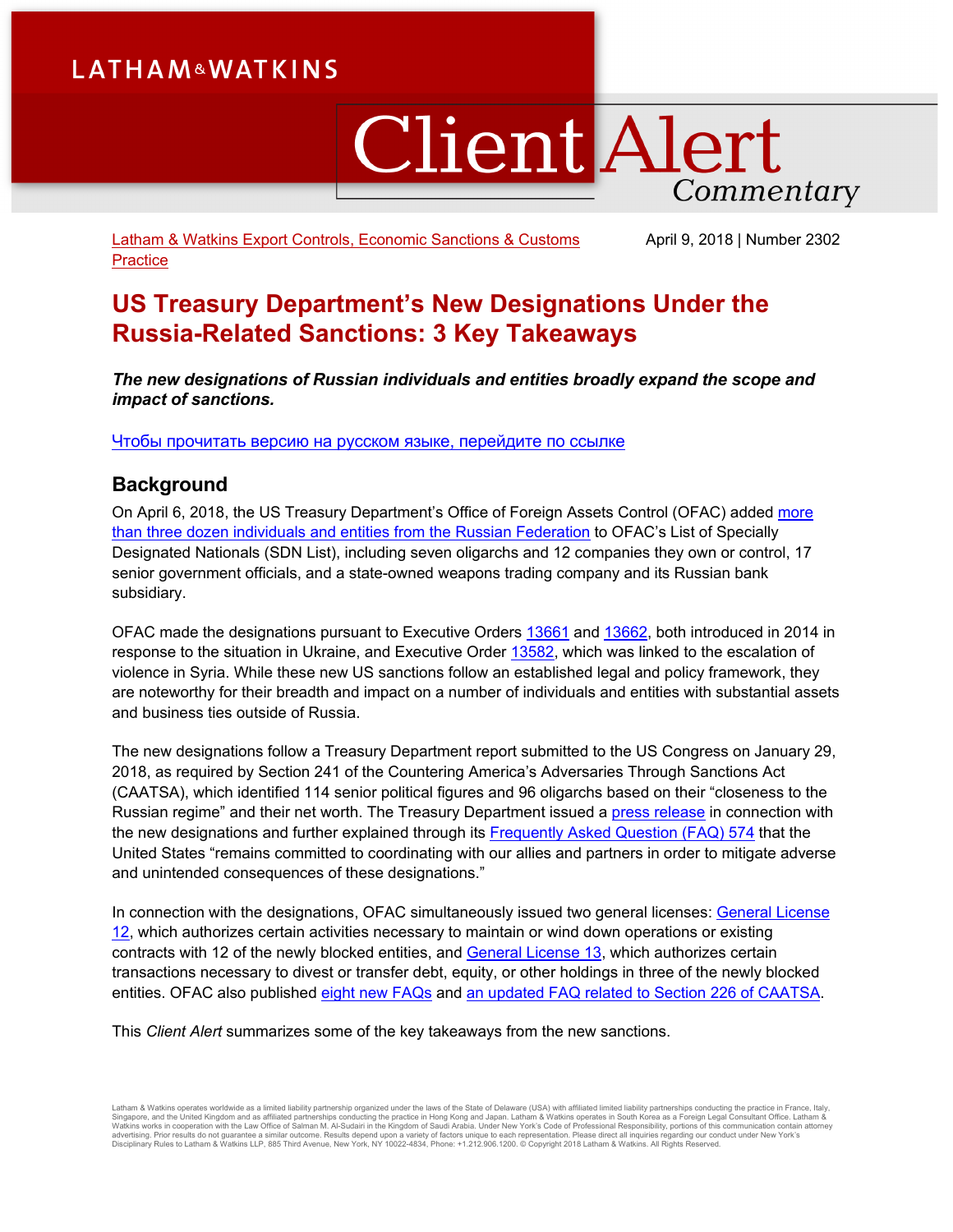LATHAM&WATKINS

# Client Alert Commentary

Latham & Watkins Export Controls, Economic Sanctions & Customs Practice

April 9, 2018 | Number 2302

# US Treasury Department's New Designations Under the Russia-Related Sanctions: 3 Key Takeaways

***The new designations of Russian individuals and entities broadly expand the scope and impact of sanctions.***

Чтобы прочитать версию на русском языке, перейдите по ссылке

## Background

On April 6, 2018, the US Treasury Department's Office of Foreign Assets Control (OFAC) added more than three dozen individuals and entities from the Russian Federation to OFAC's List of Specially Designated Nationals (SDN List), including seven oligarchs and 12 companies they own or control, 17 senior government officials, and a state-owned weapons trading company and its Russian bank subsidiary.

OFAC made the designations pursuant to Executive Orders 13661 and 13662, both introduced in 2014 in response to the situation in Ukraine, and Executive Order 13582, which was linked to the escalation of violence in Syria. While these new US sanctions follow an established legal and policy framework, they are noteworthy for their breadth and impact on a number of individuals and entities with substantial assets and business ties outside of Russia.

The new designations follow a Treasury Department report submitted to the US Congress on January 29, 2018, as required by Section 241 of the Countering America's Adversaries Through Sanctions Act (CAATSA), which identified 114 senior political figures and 96 oligarchs based on their "closeness to the Russian regime" and their net worth. The Treasury Department issued a press release in connection with the new designations and further explained through its Frequently Asked Question (FAQ) 574 that the United States "remains committed to coordinating with our allies and partners in order to mitigate adverse and unintended consequences of these designations."

In connection with the designations, OFAC simultaneously issued two general licenses: General License 12, which authorizes certain activities necessary to maintain or wind down operations or existing contracts with 12 of the newly blocked entities, and General License 13, which authorizes certain transactions necessary to divest or transfer debt, equity, or other holdings in three of the newly blocked entities. OFAC also published eight new FAQs and an updated FAQ related to Section 226 of CAATSA.

This *Client Alert* summarizes some of the key takeaways from the new sanctions.

Latham & Watkins operates worldwide as a limited liability partnership organized under the laws of the State of Delaware (USA) with affiliated limited liability partnerships conducting the practice in France, Italy, Singapore, and the United Kingdom and as affiliated partnerships conducting the practice in Hong Kong and Japan. Latham & Watkins operates in South Korea as a Foreign Legal Consultant Office. Latham & Watkins works in cooperation with the Law Office of Salman M. Al-Sudairi in the Kingdom of Saudi Arabia. Under New York's Code of Professional Responsibility, portions of this communication contain attorney advertising. Prior results do not guarantee a similar outcome. Results depend upon a variety of factors unique to each representation. Please direct all inquiries regarding our conduct under New York's Disciplinary Rules to Latham & Watkins LLP, 885 Third Avenue, New York, NY 10022-4834, Phone: +1.212.906.1200. © Copyright 2018 Latham & Watkins. All Rights Reserved.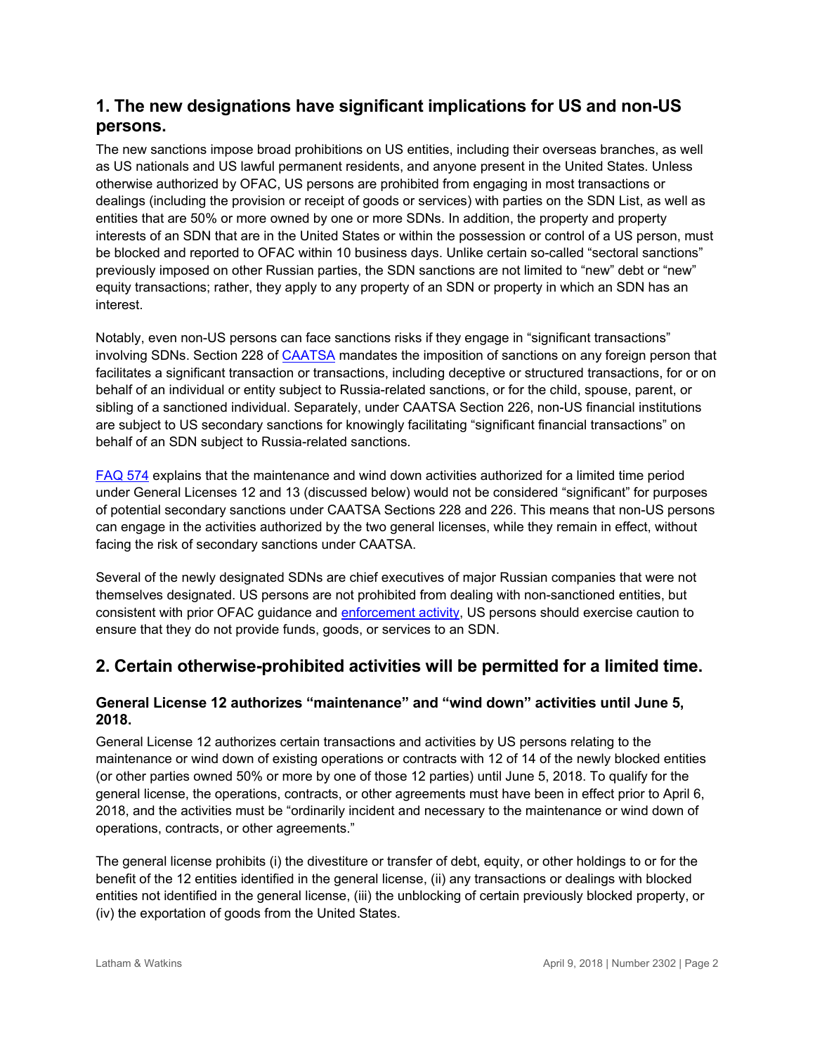## 1. The new designations have significant implications for US and non-US persons.

The new sanctions impose broad prohibitions on US entities, including their overseas branches, as well as US nationals and US lawful permanent residents, and anyone present in the United States. Unless otherwise authorized by OFAC, US persons are prohibited from engaging in most transactions or dealings (including the provision or receipt of goods or services) with parties on the SDN List, as well as entities that are 50% or more owned by one or more SDNs. In addition, the property and property interests of an SDN that are in the United States or within the possession or control of a US person, must be blocked and reported to OFAC within 10 business days. Unlike certain so-called "sectoral sanctions" previously imposed on other Russian parties, the SDN sanctions are not limited to "new" debt or "new" equity transactions; rather, they apply to any property of an SDN or property in which an SDN has an interest.

Notably, even non-US persons can face sanctions risks if they engage in "significant transactions" involving SDNs. Section 228 of CAATSA mandates the imposition of sanctions on any foreign person that facilitates a significant transaction or transactions, including deceptive or structured transactions, for or on behalf of an individual or entity subject to Russia-related sanctions, or for the child, spouse, parent, or sibling of a sanctioned individual. Separately, under CAATSA Section 226, non-US financial institutions are subject to US secondary sanctions for knowingly facilitating "significant financial transactions" on behalf of an SDN subject to Russia-related sanctions.

FAQ 574 explains that the maintenance and wind down activities authorized for a limited time period under General Licenses 12 and 13 (discussed below) would not be considered "significant" for purposes of potential secondary sanctions under CAATSA Sections 228 and 226. This means that non-US persons can engage in the activities authorized by the two general licenses, while they remain in effect, without facing the risk of secondary sanctions under CAATSA.

Several of the newly designated SDNs are chief executives of major Russian companies that were not themselves designated. US persons are not prohibited from dealing with non-sanctioned entities, but consistent with prior OFAC guidance and enforcement activity, US persons should exercise caution to ensure that they do not provide funds, goods, or services to an SDN.

## 2. Certain otherwise-prohibited activities will be permitted for a limited time.

### General License 12 authorizes "maintenance" and "wind down" activities until June 5, 2018.

General License 12 authorizes certain transactions and activities by US persons relating to the maintenance or wind down of existing operations or contracts with 12 of 14 of the newly blocked entities (or other parties owned 50% or more by one of those 12 parties) until June 5, 2018. To qualify for the general license, the operations, contracts, or other agreements must have been in effect prior to April 6, 2018, and the activities must be "ordinarily incident and necessary to the maintenance or wind down of operations, contracts, or other agreements."

The general license prohibits (i) the divestiture or transfer of debt, equity, or other holdings to or for the benefit of the 12 entities identified in the general license, (ii) any transactions or dealings with blocked entities not identified in the general license, (iii) the unblocking of certain previously blocked property, or (iv) the exportation of goods from the United States.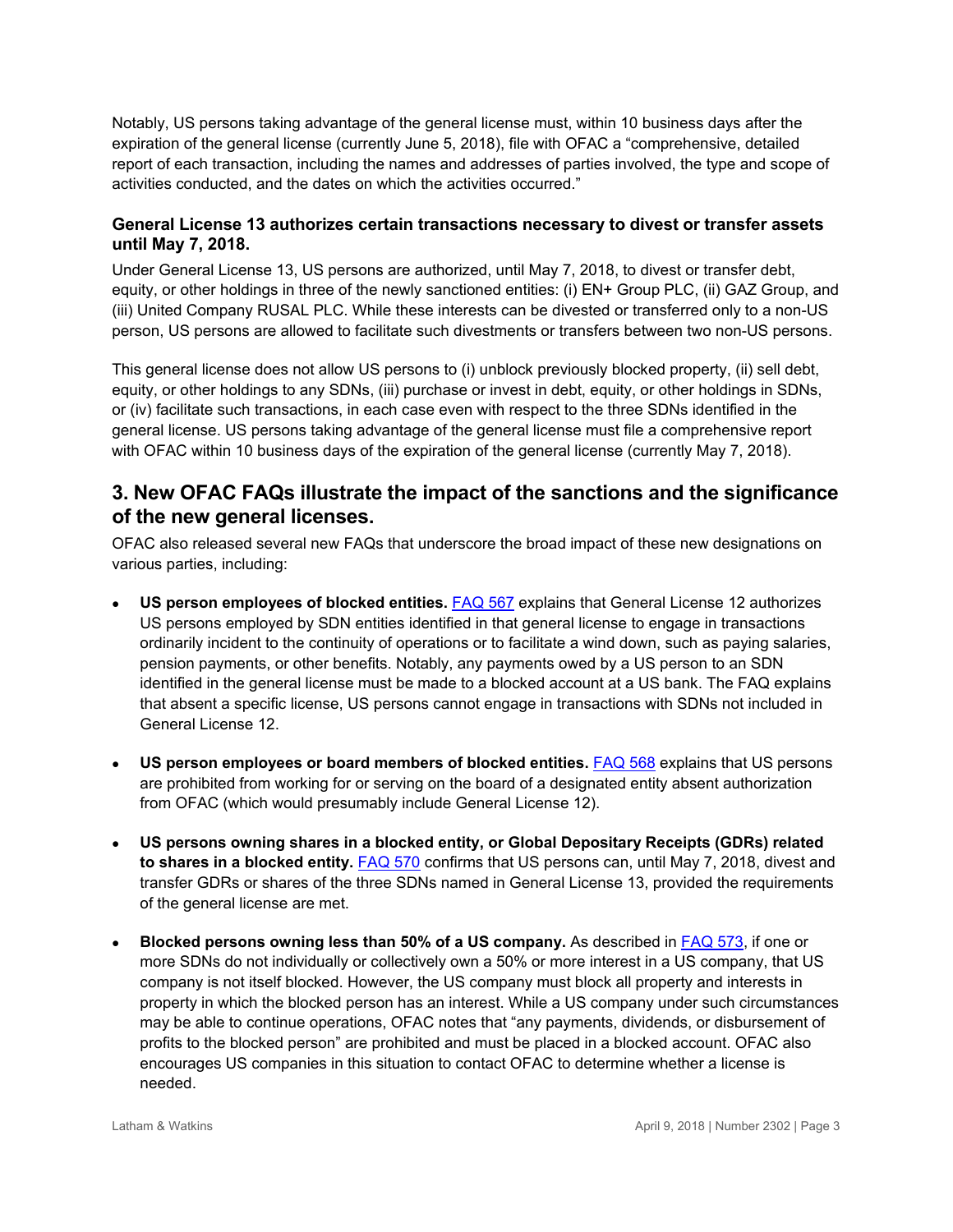Notably, US persons taking advantage of the general license must, within 10 business days after the expiration of the general license (currently June 5, 2018), file with OFAC a "comprehensive, detailed report of each transaction, including the names and addresses of parties involved, the type and scope of activities conducted, and the dates on which the activities occurred."

### General License 13 authorizes certain transactions necessary to divest or transfer assets until May 7, 2018.

Under General License 13, US persons are authorized, until May 7, 2018, to divest or transfer debt, equity, or other holdings in three of the newly sanctioned entities: (i) EN+ Group PLC, (ii) GAZ Group, and (iii) United Company RUSAL PLC. While these interests can be divested or transferred only to a non-US person, US persons are allowed to facilitate such divestments or transfers between two non-US persons.

This general license does not allow US persons to (i) unblock previously blocked property, (ii) sell debt, equity, or other holdings to any SDNs, (iii) purchase or invest in debt, equity, or other holdings in SDNs, or (iv) facilitate such transactions, in each case even with respect to the three SDNs identified in the general license. US persons taking advantage of the general license must file a comprehensive report with OFAC within 10 business days of the expiration of the general license (currently May 7, 2018).

## 3. New OFAC FAQs illustrate the impact of the sanctions and the significance of the new general licenses.

OFAC also released several new FAQs that underscore the broad impact of these new designations on various parties, including:

- **US person employees of blocked entities.** FAQ 567 explains that General License 12 authorizes US persons employed by SDN entities identified in that general license to engage in transactions ordinarily incident to the continuity of operations or to facilitate a wind down, such as paying salaries, pension payments, or other benefits. Notably, any payments owed by a US person to an SDN identified in the general license must be made to a blocked account at a US bank. The FAQ explains that absent a specific license, US persons cannot engage in transactions with SDNs not included in General License 12.

- **US person employees or board members of blocked entities.** FAQ 568 explains that US persons are prohibited from working for or serving on the board of a designated entity absent authorization from OFAC (which would presumably include General License 12).

- **US persons owning shares in a blocked entity, or Global Depositary Receipts (GDRs) related to shares in a blocked entity.** FAQ 570 confirms that US persons can, until May 7, 2018, divest and transfer GDRs or shares of the three SDNs named in General License 13, provided the requirements of the general license are met.

- **Blocked persons owning less than 50% of a US company.** As described in FAQ 573, if one or more SDNs do not individually or collectively own a 50% or more interest in a US company, that US company is not itself blocked. However, the US company must block all property and interests in property in which the blocked person has an interest. While a US company under such circumstances may be able to continue operations, OFAC notes that "any payments, dividends, or disbursement of profits to the blocked person" are prohibited and must be placed in a blocked account. OFAC also encourages US companies in this situation to contact OFAC to determine whether a license is needed.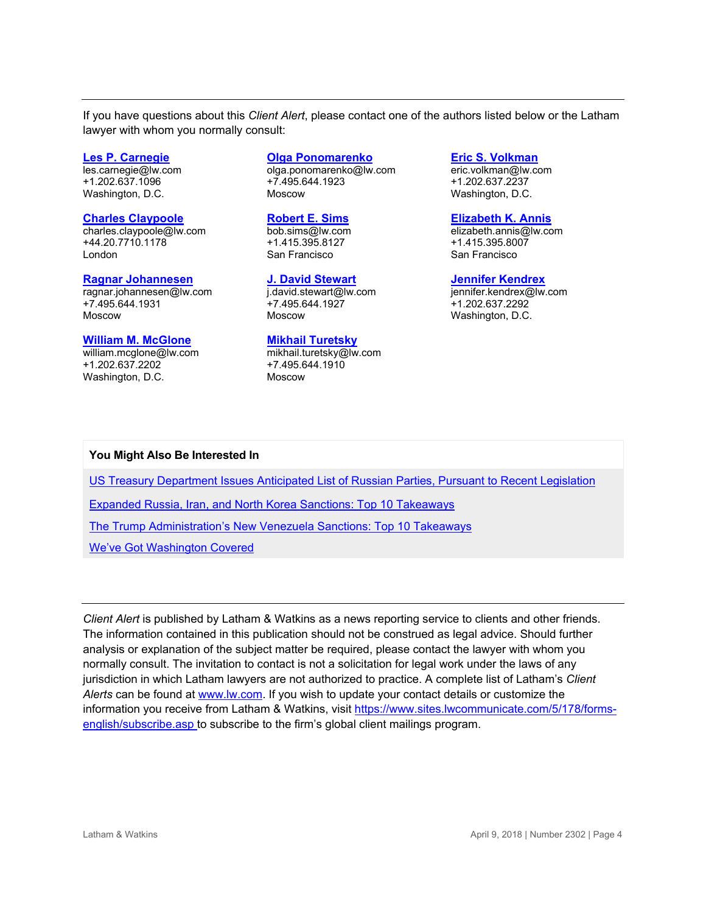If you have questions about this *Client Alert*, please contact one of the authors listed below or the Latham lawyer with whom you normally consult:

**Les P. Carnegie**
les.carnegie@lw.com
+1.202.637.1096
Washington, D.C.

**Charles Claypoole**
charles.claypoole@lw.com
+44.20.7710.1178
London

**Ragnar Johannesen**
ragnar.johannesen@lw.com
+7.495.644.1931
Moscow

**William M. McGlone**
william.mcglone@lw.com
+1.202.637.2202
Washington, D.C.

**Olga Ponomarenko**
olga.ponomarenko@lw.com
+7.495.644.1923
Moscow

**Robert E. Sims**
bob.sims@lw.com
+1.415.395.8127
San Francisco

**J. David Stewart**
j.david.stewart@lw.com
+7.495.644.1927
Moscow

**Mikhail Turetsky**
mikhail.turetsky@lw.com
+7.495.644.1910
Moscow

**Eric S. Volkman**
eric.volkman@lw.com
+1.202.637.2237
Washington, D.C.

**Elizabeth K. Annis**
elizabeth.annis@lw.com
+1.415.395.8007
San Francisco

**Jennifer Kendrex**
jennifer.kendrex@lw.com
+1.202.637.2292
Washington, D.C.

**You Might Also Be Interested In**

US Treasury Department Issues Anticipated List of Russian Parties, Pursuant to Recent Legislation

Expanded Russia, Iran, and North Korea Sanctions: Top 10 Takeaways

The Trump Administration's New Venezuela Sanctions: Top 10 Takeaways

We've Got Washington Covered

*Client Alert* is published by Latham & Watkins as a news reporting service to clients and other friends. The information contained in this publication should not be construed as legal advice. Should further analysis or explanation of the subject matter be required, please contact the lawyer with whom you normally consult. The invitation to contact is not a solicitation for legal work under the laws of any jurisdiction in which Latham lawyers are not authorized to practice. A complete list of Latham's *Client Alerts* can be found at www.lw.com. If you wish to update your contact details or customize the information you receive from Latham & Watkins, visit https://www.sites.lwcommunicate.com/5/178/forms-english/subscribe.asp to subscribe to the firm's global client mailings program.